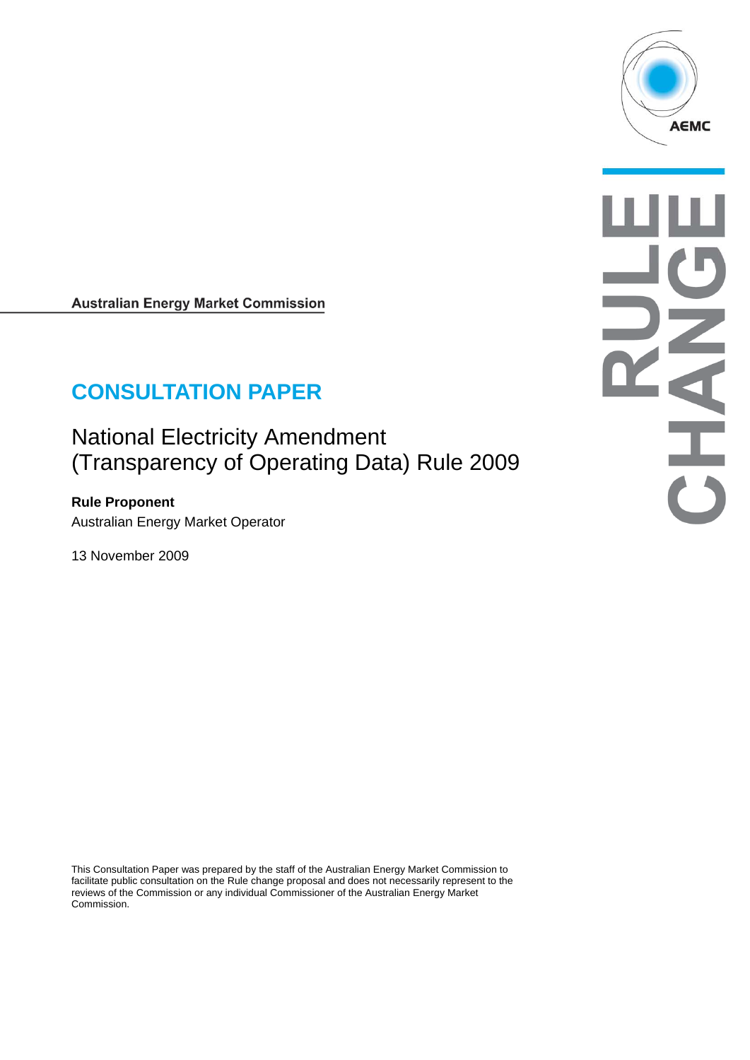Australian Energy Market Commission

# CONSULTATION PAPER

## National Electricity Amendment (Transparency of Operating Data) Rule 2009

**Rule Proponent**

Australian Energy Market Operator

13 November 2009

This Consultation Paper was prepared by the staff of the Australian Energy Market Commission to facilitate public consultation on the Rule change proposal and does not necessarily represent to the reviews of the Commission or any individual Commissioner of the Australian Energy Market Commission.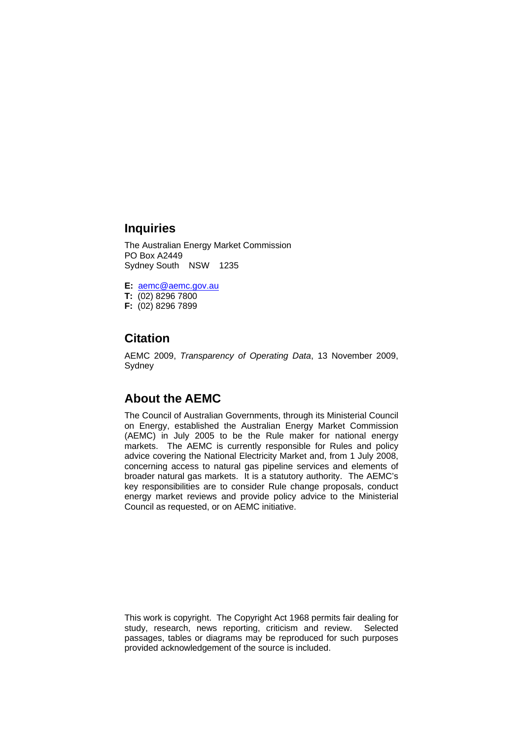## Inquiries

The Australian Energy Market Commission
PO Box A2449
Sydney South NSW 1235

**E:** aemc@aemc.gov.au
**T:** (02) 8296 7800
**F:** (02) 8296 7899

## Citation

AEMC 2009, *Transparency of Operating Data*, 13 November 2009, Sydney

## About the AEMC

The Council of Australian Governments, through its Ministerial Council on Energy, established the Australian Energy Market Commission (AEMC) in July 2005 to be the Rule maker for national energy markets. The AEMC is currently responsible for Rules and policy advice covering the National Electricity Market and, from 1 July 2008, concerning access to natural gas pipeline services and elements of broader natural gas markets. It is a statutory authority. The AEMC's key responsibilities are to consider Rule change proposals, conduct energy market reviews and provide policy advice to the Ministerial Council as requested, or on AEMC initiative.

This work is copyright. The Copyright Act 1968 permits fair dealing for study, research, news reporting, criticism and review. Selected passages, tables or diagrams may be reproduced for such purposes provided acknowledgement of the source is included.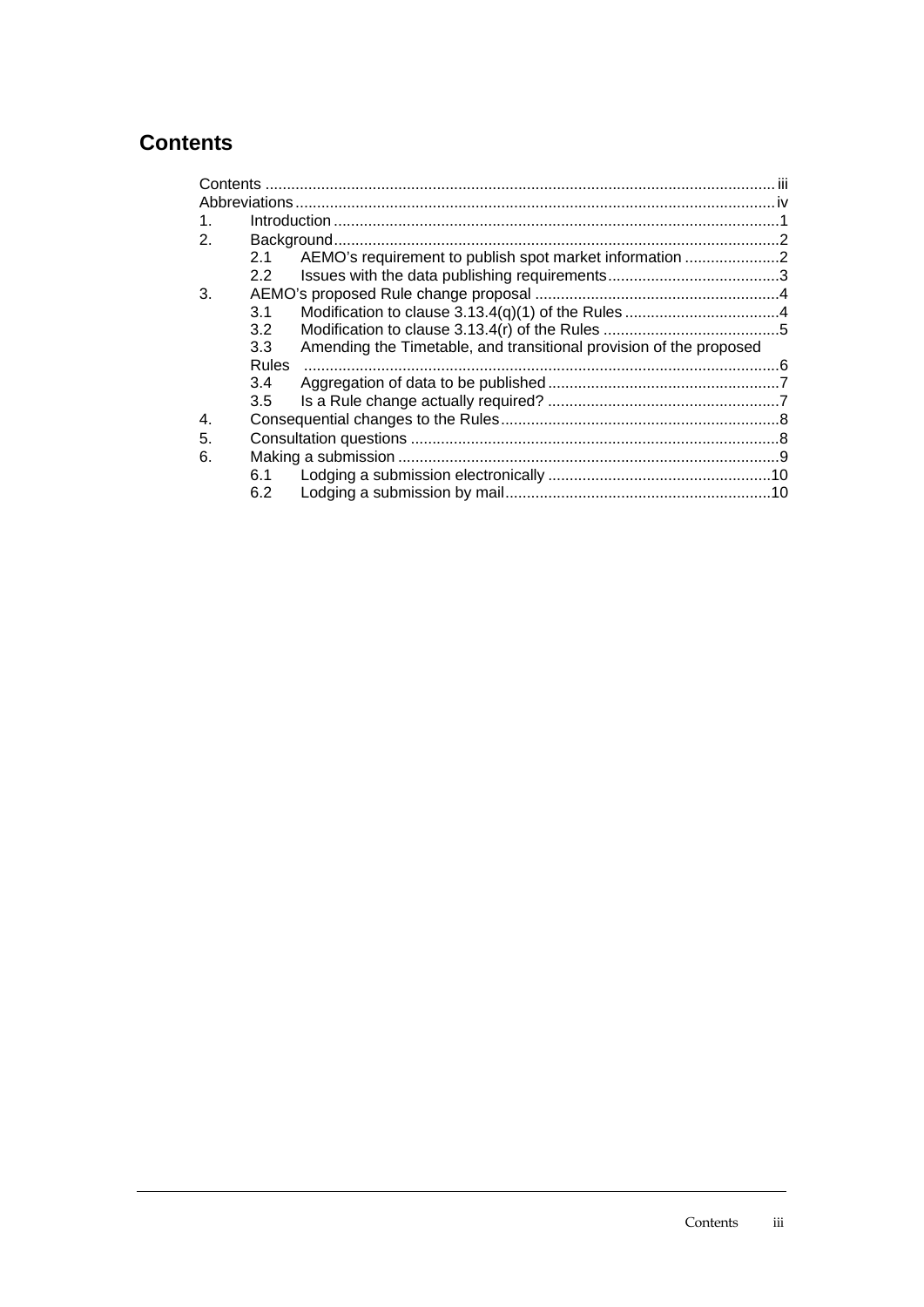# Contents

Contents ..... iii
Abbreviations ..... iv
1. Introduction ..... 1
2. Background ..... 2
   2.1 AEMO's requirement to publish spot market information ..... 2
   2.2 Issues with the data publishing requirements ..... 3
3. AEMO's proposed Rule change proposal ..... 4
   3.1 Modification to clause 3.13.4(q)(1) of the Rules ..... 4
   3.2 Modification to clause 3.13.4(r) of the Rules ..... 5
   3.3 Amending the Timetable, and transitional provision of the proposed Rules ..... 6
   3.4 Aggregation of data to be published ..... 7
   3.5 Is a Rule change actually required? ..... 7
4. Consequential changes to the Rules ..... 8
5. Consultation questions ..... 8
6. Making a submission ..... 9
   6.1 Lodging a submission electronically ..... 10
   6.2 Lodging a submission by mail ..... 10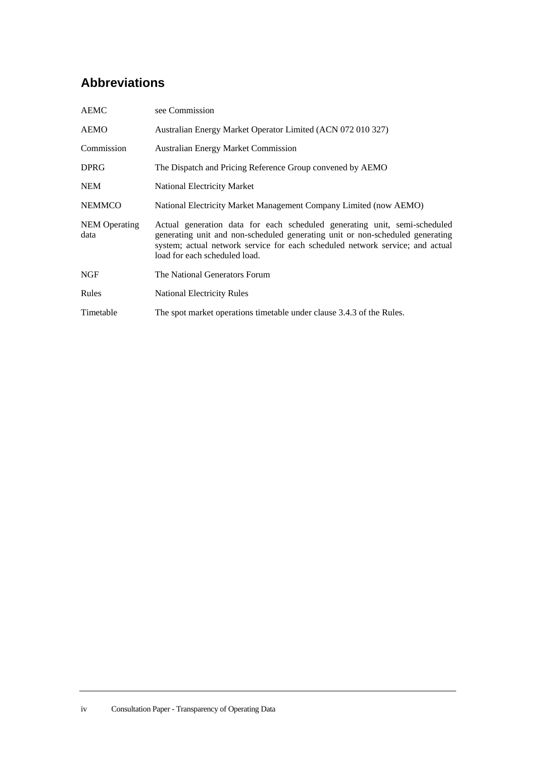## Abbreviations

| | |
|---|---|
| AEMC | see Commission |
| AEMO | Australian Energy Market Operator Limited (ACN 072 010 327) |
| Commission | Australian Energy Market Commission |
| DPRG | The Dispatch and Pricing Reference Group convened by AEMO |
| NEM | National Electricity Market |
| NEMMCO | National Electricity Market Management Company Limited (now AEMO) |
| NEM Operating data | Actual generation data for each scheduled generating unit, semi-scheduled generating unit and non-scheduled generating unit or non-scheduled generating system; actual network service for each scheduled network service; and actual load for each scheduled load. |
| NGF | The National Generators Forum |
| Rules | National Electricity Rules |
| Timetable | The spot market operations timetable under clause 3.4.3 of the Rules. |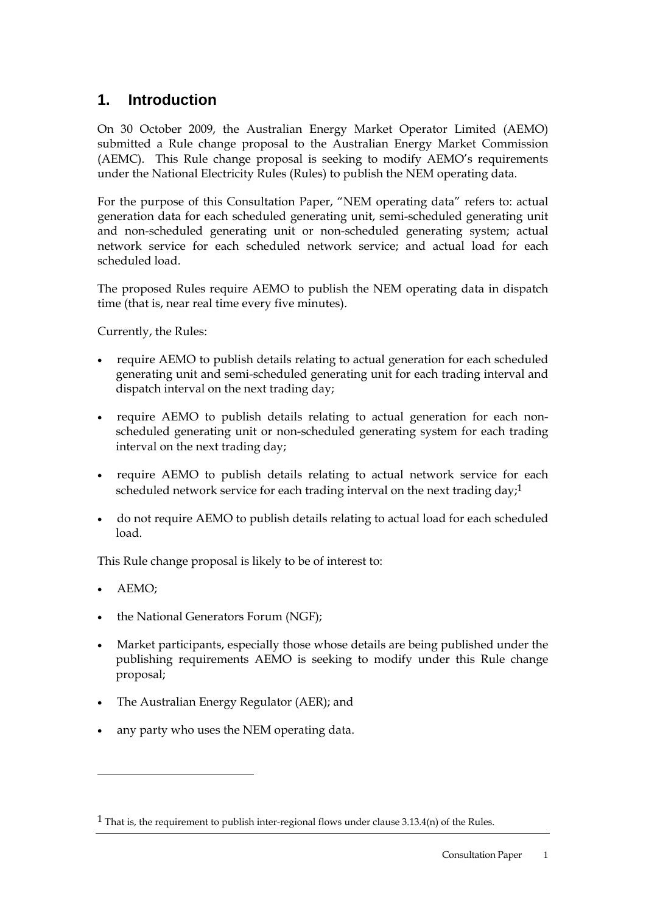# 1. Introduction

On 30 October 2009, the Australian Energy Market Operator Limited (AEMO) submitted a Rule change proposal to the Australian Energy Market Commission (AEMC). This Rule change proposal is seeking to modify AEMO's requirements under the National Electricity Rules (Rules) to publish the NEM operating data.

For the purpose of this Consultation Paper, "NEM operating data" refers to: actual generation data for each scheduled generating unit, semi-scheduled generating unit and non-scheduled generating unit or non-scheduled generating system; actual network service for each scheduled network service; and actual load for each scheduled load.

The proposed Rules require AEMO to publish the NEM operating data in dispatch time (that is, near real time every five minutes).

Currently, the Rules:

- require AEMO to publish details relating to actual generation for each scheduled generating unit and semi-scheduled generating unit for each trading interval and dispatch interval on the next trading day;
- require AEMO to publish details relating to actual generation for each non-scheduled generating unit or non-scheduled generating system for each trading interval on the next trading day;
- require AEMO to publish details relating to actual network service for each scheduled network service for each trading interval on the next trading day;[1]
- do not require AEMO to publish details relating to actual load for each scheduled load.

This Rule change proposal is likely to be of interest to:

- AEMO;
- the National Generators Forum (NGF);
- Market participants, especially those whose details are being published under the publishing requirements AEMO is seeking to modify under this Rule change proposal;
- The Australian Energy Regulator (AER); and
- any party who uses the NEM operating data.

[1] That is, the requirement to publish inter-regional flows under clause 3.13.4(n) of the Rules.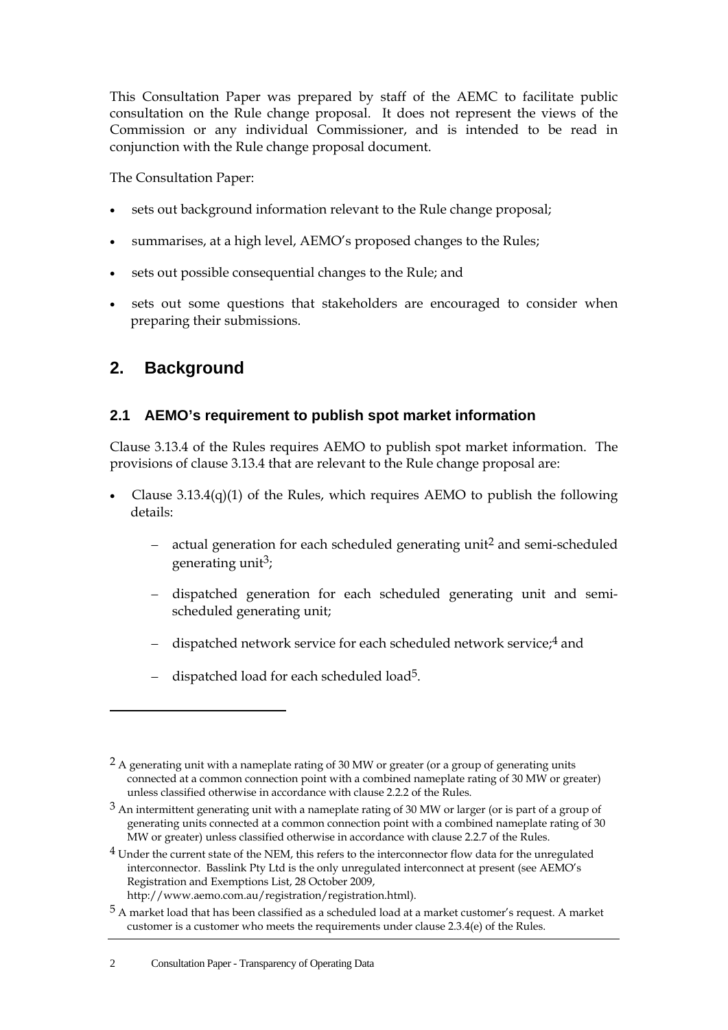This Consultation Paper was prepared by staff of the AEMC to facilitate public consultation on the Rule change proposal. It does not represent the views of the Commission or any individual Commissioner, and is intended to be read in conjunction with the Rule change proposal document.

The Consultation Paper:

- sets out background information relevant to the Rule change proposal;
- summarises, at a high level, AEMO's proposed changes to the Rules;
- sets out possible consequential changes to the Rule; and
- sets out some questions that stakeholders are encouraged to consider when preparing their submissions.

## 2. Background

### 2.1 AEMO's requirement to publish spot market information

Clause 3.13.4 of the Rules requires AEMO to publish spot market information. The provisions of clause 3.13.4 that are relevant to the Rule change proposal are:

- Clause 3.13.4(q)(1) of the Rules, which requires AEMO to publish the following details:
  - actual generation for each scheduled generating unit[2] and semi-scheduled generating unit[3];
  - dispatched generation for each scheduled generating unit and semi-scheduled generating unit;
  - dispatched network service for each scheduled network service;[4] and
  - dispatched load for each scheduled load[5].

---

[2] A generating unit with a nameplate rating of 30 MW or greater (or a group of generating units connected at a common connection point with a combined nameplate rating of 30 MW or greater) unless classified otherwise in accordance with clause 2.2.2 of the Rules.

[3] An intermittent generating unit with a nameplate rating of 30 MW or larger (or is part of a group of generating units connected at a common connection point with a combined nameplate rating of 30 MW or greater) unless classified otherwise in accordance with clause 2.2.7 of the Rules.

[4] Under the current state of the NEM, this refers to the interconnector flow data for the unregulated interconnector. Basslink Pty Ltd is the only unregulated interconnect at present (see AEMO's Registration and Exemptions List, 28 October 2009, http://www.aemo.com.au/registration/registration.html).

[5] A market load that has been classified as a scheduled load at a market customer's request. A market customer is a customer who meets the requirements under clause 2.3.4(e) of the Rules.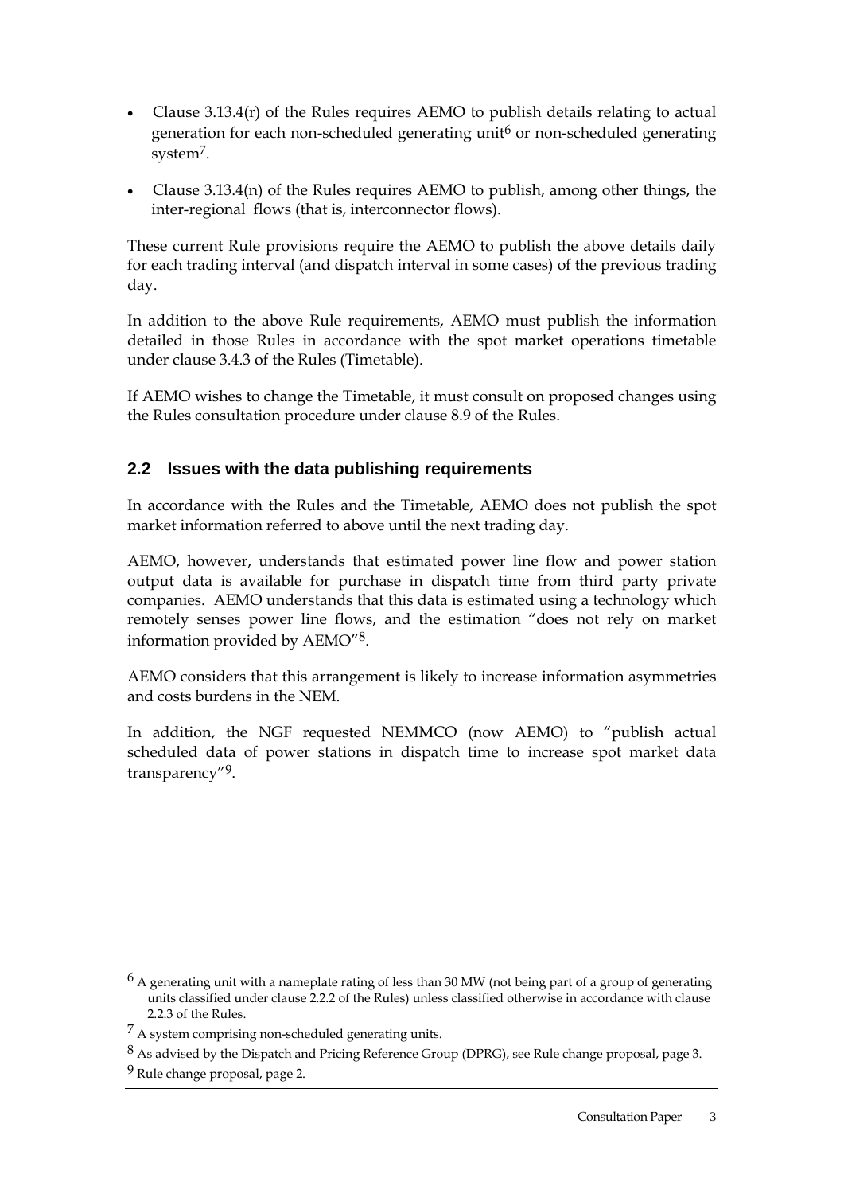- Clause 3.13.4(r) of the Rules requires AEMO to publish details relating to actual generation for each non-scheduled generating unit[6] or non-scheduled generating system[7].
- Clause 3.13.4(n) of the Rules requires AEMO to publish, among other things, the inter-regional flows (that is, interconnector flows).

These current Rule provisions require the AEMO to publish the above details daily for each trading interval (and dispatch interval in some cases) of the previous trading day.

In addition to the above Rule requirements, AEMO must publish the information detailed in those Rules in accordance with the spot market operations timetable under clause 3.4.3 of the Rules (Timetable).

If AEMO wishes to change the Timetable, it must consult on proposed changes using the Rules consultation procedure under clause 8.9 of the Rules.

## 2.2 Issues with the data publishing requirements

In accordance with the Rules and the Timetable, AEMO does not publish the spot market information referred to above until the next trading day.

AEMO, however, understands that estimated power line flow and power station output data is available for purchase in dispatch time from third party private companies. AEMO understands that this data is estimated using a technology which remotely senses power line flows, and the estimation "does not rely on market information provided by AEMO"[8].

AEMO considers that this arrangement is likely to increase information asymmetries and costs burdens in the NEM.

In addition, the NGF requested NEMMCO (now AEMO) to "publish actual scheduled data of power stations in dispatch time to increase spot market data transparency"[9].

---

[6] A generating unit with a nameplate rating of less than 30 MW (not being part of a group of generating units classified under clause 2.2.2 of the Rules) unless classified otherwise in accordance with clause 2.2.3 of the Rules.

[7] A system comprising non-scheduled generating units.

[8] As advised by the Dispatch and Pricing Reference Group (DPRG), see Rule change proposal, page 3.

[9] Rule change proposal, page 2.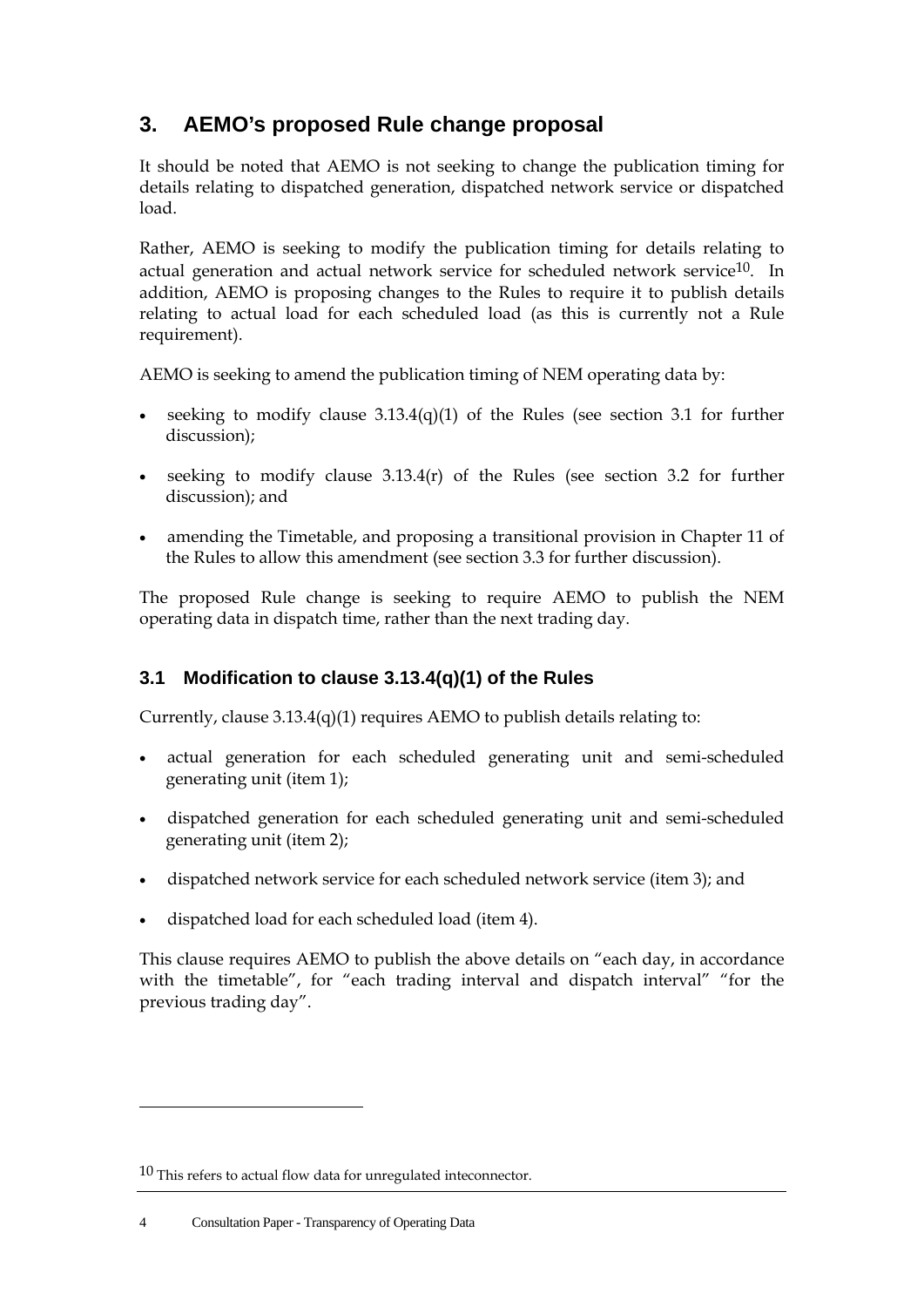# 3. AEMO's proposed Rule change proposal

It should be noted that AEMO is not seeking to change the publication timing for details relating to dispatched generation, dispatched network service or dispatched load.

Rather, AEMO is seeking to modify the publication timing for details relating to actual generation and actual network service for scheduled network service[10]. In addition, AEMO is proposing changes to the Rules to require it to publish details relating to actual load for each scheduled load (as this is currently not a Rule requirement).

AEMO is seeking to amend the publication timing of NEM operating data by:

- seeking to modify clause 3.13.4(q)(1) of the Rules (see section 3.1 for further discussion);
- seeking to modify clause 3.13.4(r) of the Rules (see section 3.2 for further discussion); and
- amending the Timetable, and proposing a transitional provision in Chapter 11 of the Rules to allow this amendment (see section 3.3 for further discussion).

The proposed Rule change is seeking to require AEMO to publish the NEM operating data in dispatch time, rather than the next trading day.

## 3.1 Modification to clause 3.13.4(q)(1) of the Rules

Currently, clause 3.13.4(q)(1) requires AEMO to publish details relating to:

- actual generation for each scheduled generating unit and semi-scheduled generating unit (item 1);
- dispatched generation for each scheduled generating unit and semi-scheduled generating unit (item 2);
- dispatched network service for each scheduled network service (item 3); and
- dispatched load for each scheduled load (item 4).

This clause requires AEMO to publish the above details on "each day, in accordance with the timetable", for "each trading interval and dispatch interval" "for the previous trading day".

---

[10] This refers to actual flow data for unregulated inteconnector.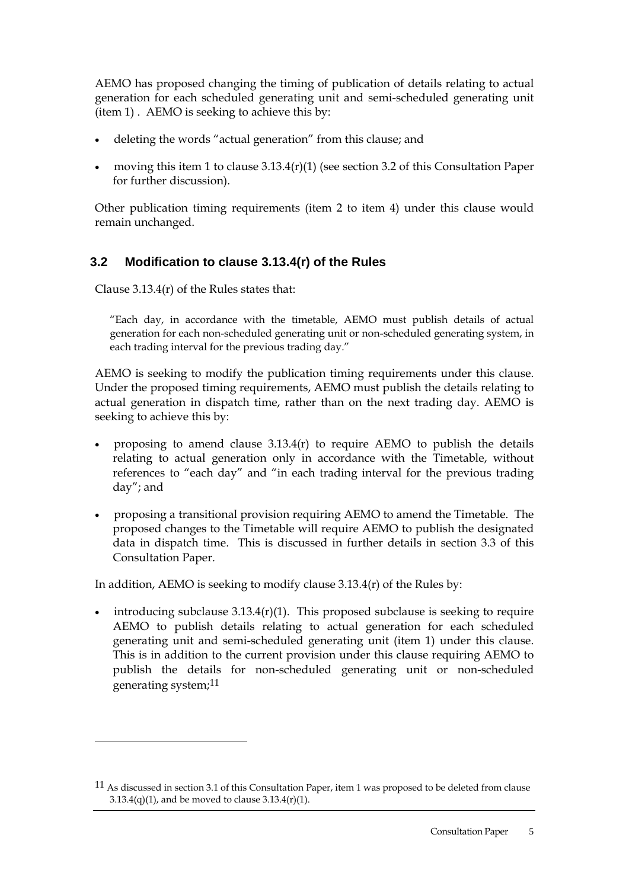AEMO has proposed changing the timing of publication of details relating to actual generation for each scheduled generating unit and semi-scheduled generating unit (item 1) . AEMO is seeking to achieve this by:

- deleting the words "actual generation" from this clause; and
- moving this item 1 to clause 3.13.4(r)(1) (see section 3.2 of this Consultation Paper for further discussion).

Other publication timing requirements (item 2 to item 4) under this clause would remain unchanged.

## 3.2 Modification to clause 3.13.4(r) of the Rules

Clause 3.13.4(r) of the Rules states that:

> "Each day, in accordance with the timetable, AEMO must publish details of actual generation for each non-scheduled generating unit or non-scheduled generating system, in each trading interval for the previous trading day."

AEMO is seeking to modify the publication timing requirements under this clause. Under the proposed timing requirements, AEMO must publish the details relating to actual generation in dispatch time, rather than on the next trading day. AEMO is seeking to achieve this by:

- proposing to amend clause 3.13.4(r) to require AEMO to publish the details relating to actual generation only in accordance with the Timetable, without references to "each day" and "in each trading interval for the previous trading day"; and
- proposing a transitional provision requiring AEMO to amend the Timetable. The proposed changes to the Timetable will require AEMO to publish the designated data in dispatch time. This is discussed in further details in section 3.3 of this Consultation Paper.

In addition, AEMO is seeking to modify clause 3.13.4(r) of the Rules by:

- introducing subclause 3.13.4(r)(1). This proposed subclause is seeking to require AEMO to publish details relating to actual generation for each scheduled generating unit and semi-scheduled generating unit (item 1) under this clause. This is in addition to the current provision under this clause requiring AEMO to publish the details for non-scheduled generating unit or non-scheduled generating system;[11]

---

[11] As discussed in section 3.1 of this Consultation Paper, item 1 was proposed to be deleted from clause 3.13.4(q)(1), and be moved to clause 3.13.4(r)(1).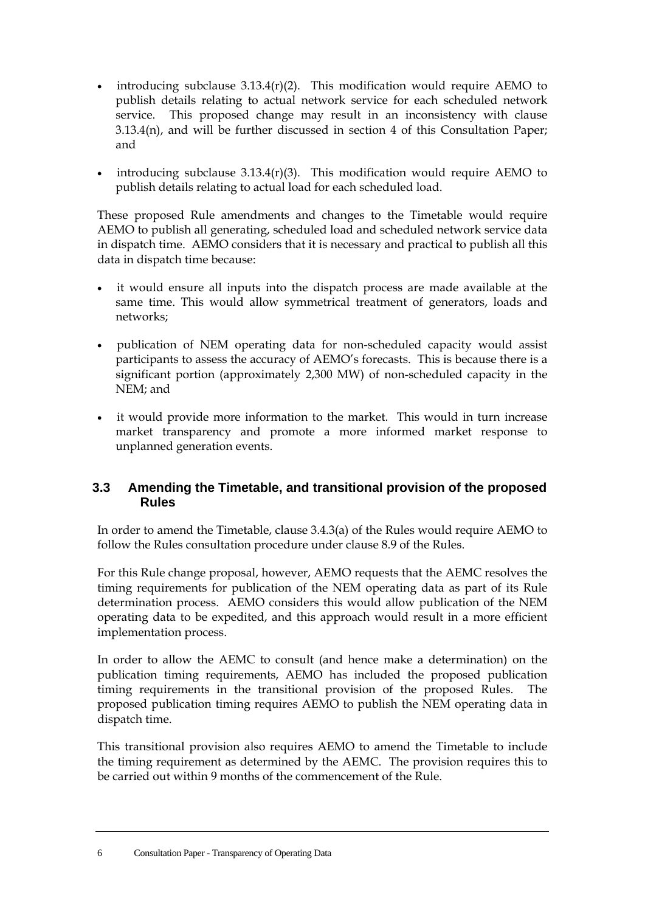- introducing subclause 3.13.4(r)(2). This modification would require AEMO to publish details relating to actual network service for each scheduled network service. This proposed change may result in an inconsistency with clause 3.13.4(n), and will be further discussed in section 4 of this Consultation Paper; and

- introducing subclause 3.13.4(r)(3). This modification would require AEMO to publish details relating to actual load for each scheduled load.

These proposed Rule amendments and changes to the Timetable would require AEMO to publish all generating, scheduled load and scheduled network service data in dispatch time. AEMO considers that it is necessary and practical to publish all this data in dispatch time because:

- it would ensure all inputs into the dispatch process are made available at the same time. This would allow symmetrical treatment of generators, loads and networks;

- publication of NEM operating data for non-scheduled capacity would assist participants to assess the accuracy of AEMO's forecasts. This is because there is a significant portion (approximately 2,300 MW) of non-scheduled capacity in the NEM; and

- it would provide more information to the market. This would in turn increase market transparency and promote a more informed market response to unplanned generation events.

## 3.3 Amending the Timetable, and transitional provision of the proposed Rules

In order to amend the Timetable, clause 3.4.3(a) of the Rules would require AEMO to follow the Rules consultation procedure under clause 8.9 of the Rules.

For this Rule change proposal, however, AEMO requests that the AEMC resolves the timing requirements for publication of the NEM operating data as part of its Rule determination process. AEMO considers this would allow publication of the NEM operating data to be expedited, and this approach would result in a more efficient implementation process.

In order to allow the AEMC to consult (and hence make a determination) on the publication timing requirements, AEMO has included the proposed publication timing requirements in the transitional provision of the proposed Rules. The proposed publication timing requires AEMO to publish the NEM operating data in dispatch time.

This transitional provision also requires AEMO to amend the Timetable to include the timing requirement as determined by the AEMC. The provision requires this to be carried out within 9 months of the commencement of the Rule.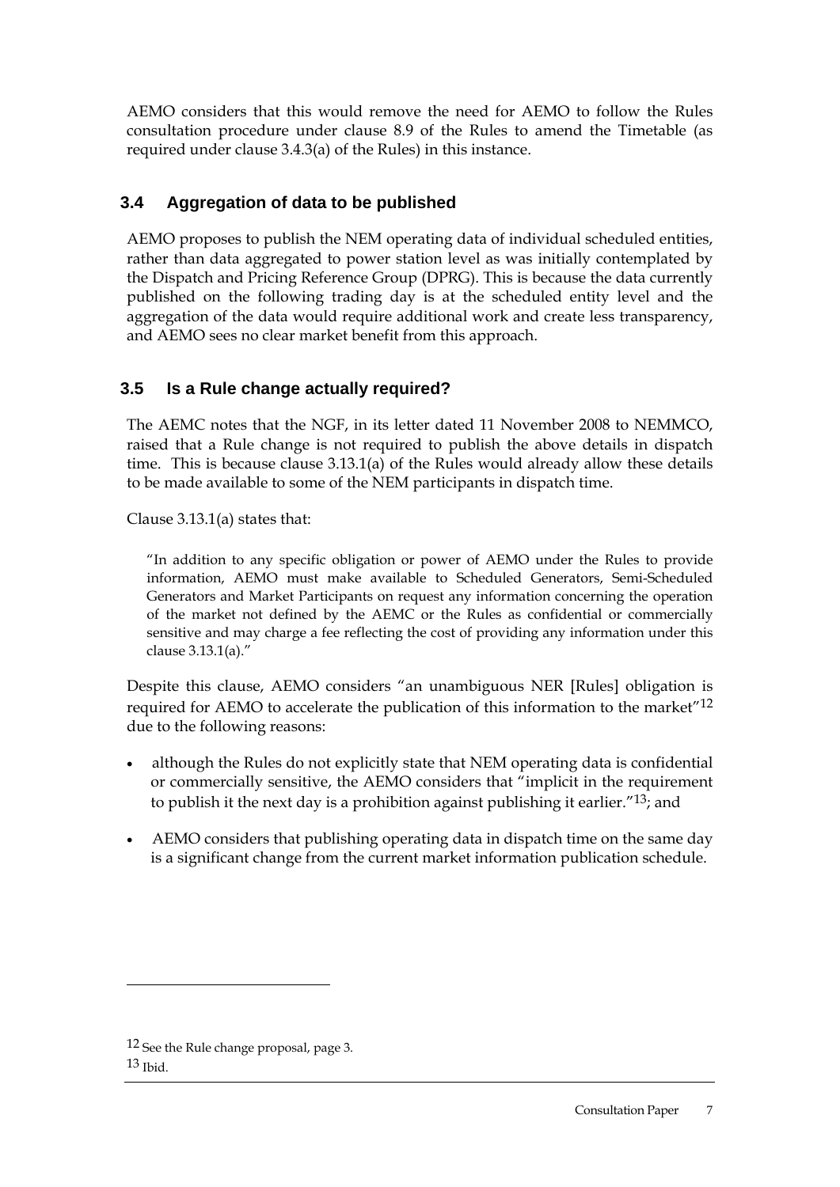AEMO considers that this would remove the need for AEMO to follow the Rules consultation procedure under clause 8.9 of the Rules to amend the Timetable (as required under clause 3.4.3(a) of the Rules) in this instance.

### 3.4 Aggregation of data to be published

AEMO proposes to publish the NEM operating data of individual scheduled entities, rather than data aggregated to power station level as was initially contemplated by the Dispatch and Pricing Reference Group (DPRG). This is because the data currently published on the following trading day is at the scheduled entity level and the aggregation of the data would require additional work and create less transparency, and AEMO sees no clear market benefit from this approach.

### 3.5 Is a Rule change actually required?

The AEMC notes that the NGF, in its letter dated 11 November 2008 to NEMMCO, raised that a Rule change is not required to publish the above details in dispatch time. This is because clause 3.13.1(a) of the Rules would already allow these details to be made available to some of the NEM participants in dispatch time.

Clause 3.13.1(a) states that:

> "In addition to any specific obligation or power of AEMO under the Rules to provide information, AEMO must make available to Scheduled Generators, Semi-Scheduled Generators and Market Participants on request any information concerning the operation of the market not defined by the AEMC or the Rules as confidential or commercially sensitive and may charge a fee reflecting the cost of providing any information under this clause 3.13.1(a)."

Despite this clause, AEMO considers "an unambiguous NER [Rules] obligation is required for AEMO to accelerate the publication of this information to the market"[12] due to the following reasons:

- although the Rules do not explicitly state that NEM operating data is confidential or commercially sensitive, the AEMO considers that "implicit in the requirement to publish it the next day is a prohibition against publishing it earlier."[13]; and
- AEMO considers that publishing operating data in dispatch time on the same day is a significant change from the current market information publication schedule.

---

[12] See the Rule change proposal, page 3.

[13] Ibid.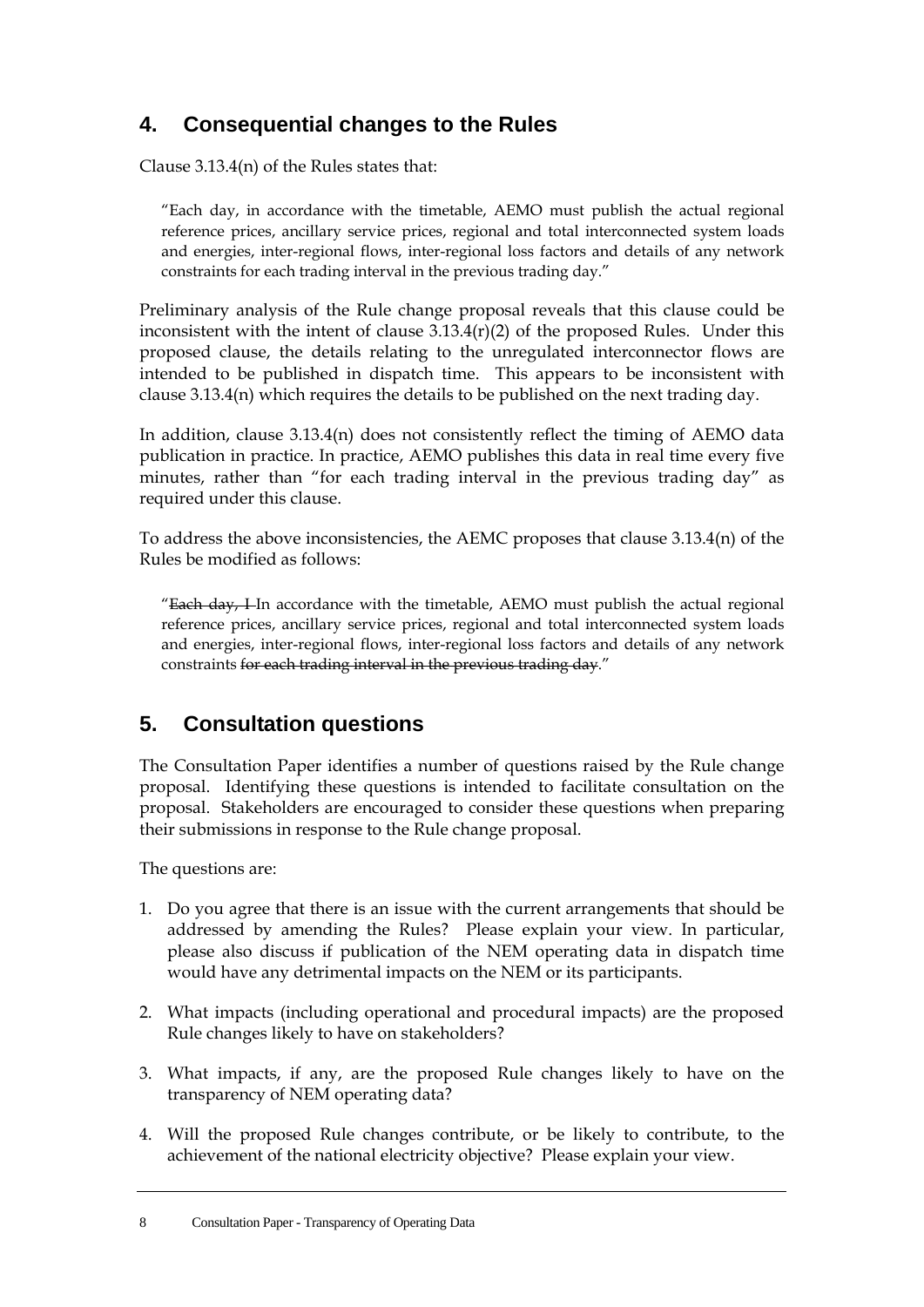## 4. Consequential changes to the Rules

Clause 3.13.4(n) of the Rules states that:

> "Each day, in accordance with the timetable, AEMO must publish the actual regional reference prices, ancillary service prices, regional and total interconnected system loads and energies, inter-regional flows, inter-regional loss factors and details of any network constraints for each trading interval in the previous trading day."

Preliminary analysis of the Rule change proposal reveals that this clause could be inconsistent with the intent of clause 3.13.4(r)(2) of the proposed Rules. Under this proposed clause, the details relating to the unregulated interconnector flows are intended to be published in dispatch time. This appears to be inconsistent with clause 3.13.4(n) which requires the details to be published on the next trading day.

In addition, clause 3.13.4(n) does not consistently reflect the timing of AEMO data publication in practice. In practice, AEMO publishes this data in real time every five minutes, rather than "for each trading interval in the previous trading day" as required under this clause.

To address the above inconsistencies, the AEMC proposes that clause 3.13.4(n) of the Rules be modified as follows:

> "~~Each day, I~~ In accordance with the timetable, AEMO must publish the actual regional reference prices, ancillary service prices, regional and total interconnected system loads and energies, inter-regional flows, inter-regional loss factors and details of any network constraints ~~for each trading interval in the previous trading day~~."

## 5. Consultation questions

The Consultation Paper identifies a number of questions raised by the Rule change proposal. Identifying these questions is intended to facilitate consultation on the proposal. Stakeholders are encouraged to consider these questions when preparing their submissions in response to the Rule change proposal.

The questions are:

1. Do you agree that there is an issue with the current arrangements that should be addressed by amending the Rules? Please explain your view. In particular, please also discuss if publication of the NEM operating data in dispatch time would have any detrimental impacts on the NEM or its participants.

2. What impacts (including operational and procedural impacts) are the proposed Rule changes likely to have on stakeholders?

3. What impacts, if any, are the proposed Rule changes likely to have on the transparency of NEM operating data?

4. Will the proposed Rule changes contribute, or be likely to contribute, to the achievement of the national electricity objective? Please explain your view.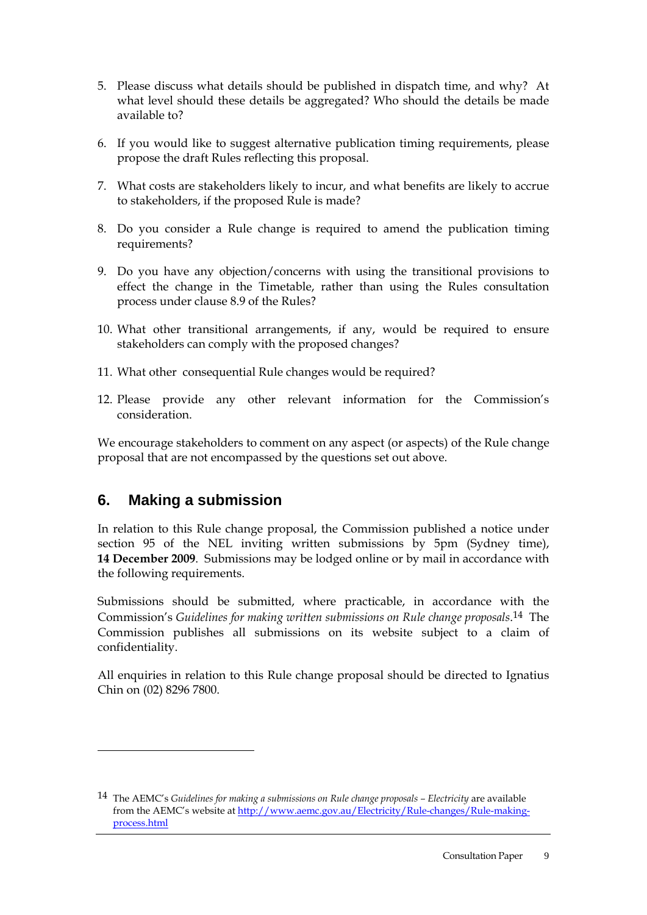5. Please discuss what details should be published in dispatch time, and why? At what level should these details be aggregated? Who should the details be made available to?

6. If you would like to suggest alternative publication timing requirements, please propose the draft Rules reflecting this proposal.

7. What costs are stakeholders likely to incur, and what benefits are likely to accrue to stakeholders, if the proposed Rule is made?

8. Do you consider a Rule change is required to amend the publication timing requirements?

9. Do you have any objection/concerns with using the transitional provisions to effect the change in the Timetable, rather than using the Rules consultation process under clause 8.9 of the Rules?

10. What other transitional arrangements, if any, would be required to ensure stakeholders can comply with the proposed changes?

11. What other consequential Rule changes would be required?

12. Please provide any other relevant information for the Commission's consideration.

We encourage stakeholders to comment on any aspect (or aspects) of the Rule change proposal that are not encompassed by the questions set out above.

## 6. Making a submission

In relation to this Rule change proposal, the Commission published a notice under section 95 of the NEL inviting written submissions by 5pm (Sydney time), **14 December 2009**. Submissions may be lodged online or by mail in accordance with the following requirements.

Submissions should be submitted, where practicable, in accordance with the Commission's *Guidelines for making written submissions on Rule change proposals*.[14] The Commission publishes all submissions on its website subject to a claim of confidentiality.

All enquiries in relation to this Rule change proposal should be directed to Ignatius Chin on (02) 8296 7800.

---

[14] The AEMC's *Guidelines for making a submissions on Rule change proposals – Electricity* are available from the AEMC's website at http://www.aemc.gov.au/Electricity/Rule-changes/Rule-making-process.html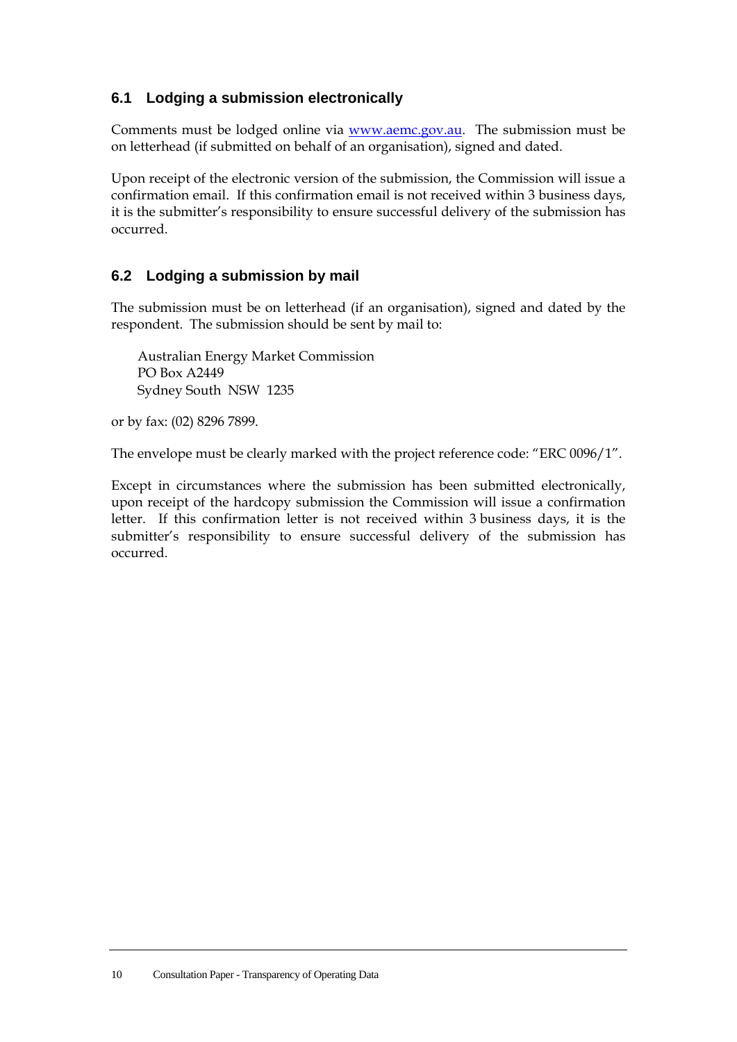## 6.1 Lodging a submission electronically

Comments must be lodged online via www.aemc.gov.au. The submission must be on letterhead (if submitted on behalf of an organisation), signed and dated.

Upon receipt of the electronic version of the submission, the Commission will issue a confirmation email. If this confirmation email is not received within 3 business days, it is the submitter's responsibility to ensure successful delivery of the submission has occurred.

## 6.2 Lodging a submission by mail

The submission must be on letterhead (if an organisation), signed and dated by the respondent. The submission should be sent by mail to:

Australian Energy Market Commission
PO Box A2449
Sydney South NSW 1235

or by fax: (02) 8296 7899.

The envelope must be clearly marked with the project reference code: "ERC 0096/1".

Except in circumstances where the submission has been submitted electronically, upon receipt of the hardcopy submission the Commission will issue a confirmation letter. If this confirmation letter is not received within 3 business days, it is the submitter's responsibility to ensure successful delivery of the submission has occurred.